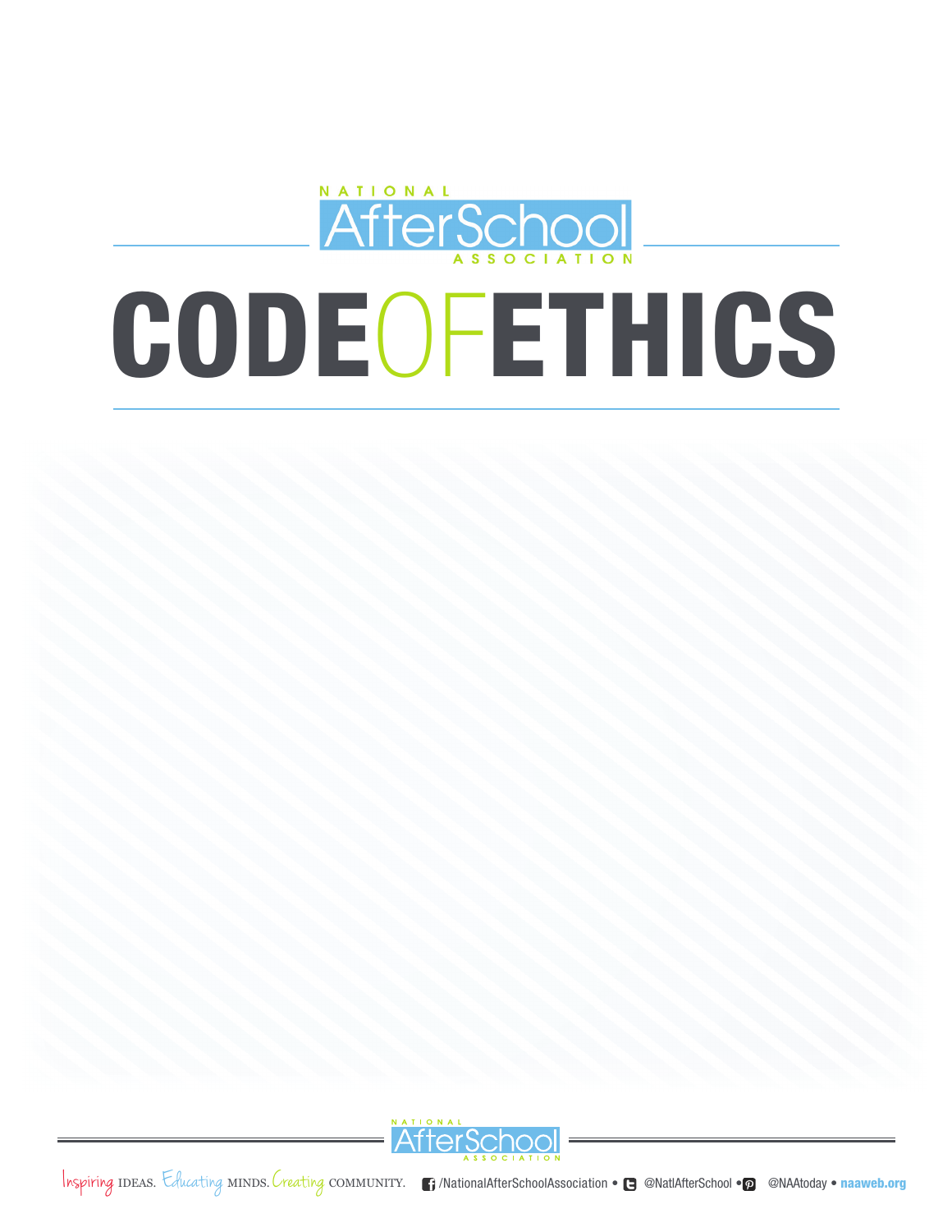NATIONAL AfterSchool ASSOCIATION

# CODE OF ETHICS

Inspiring IDEAS. Educating MINDS. Creating COMMUNITY. /NationalAfterSchoolAssociation • @NatlAfterSchool • @NAAtoday • naaweb.org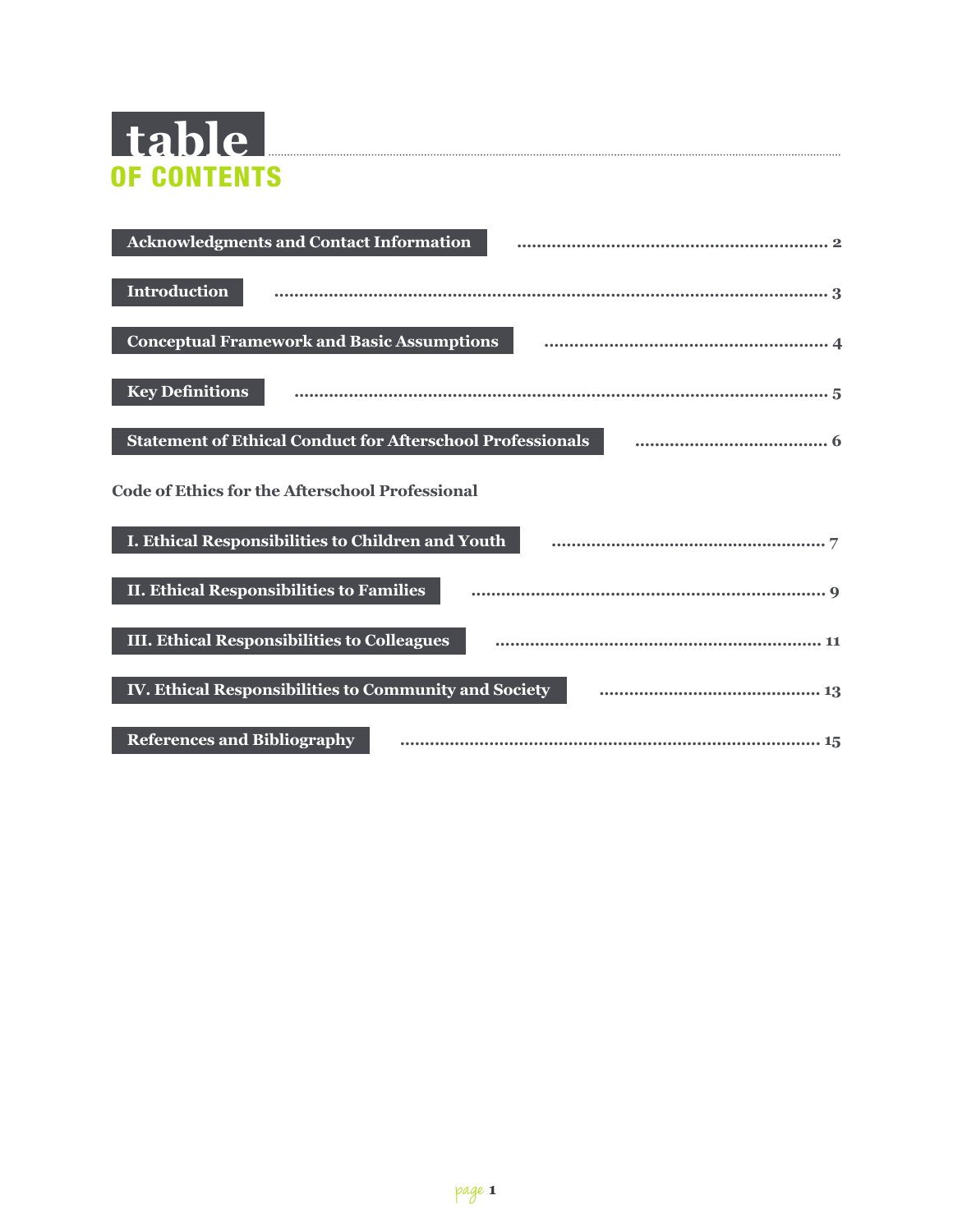# table OF CONTENTS

| Section | Page |
| --- | --- |
| Acknowledgments and Contact Information | 2 |
| Introduction | 3 |
| Conceptual Framework and Basic Assumptions | 4 |
| Key Definitions | 5 |
| Statement of Ethical Conduct for Afterschool Professionals | 6 |
| **Code of Ethics for the Afterschool Professional** | |
| I. Ethical Responsibilities to Children and Youth | 7 |
| II. Ethical Responsibilities to Families | 9 |
| III. Ethical Responsibilities to Colleagues | 11 |
| IV. Ethical Responsibilities to Community and Society | 13 |
| References and Bibliography | 15 |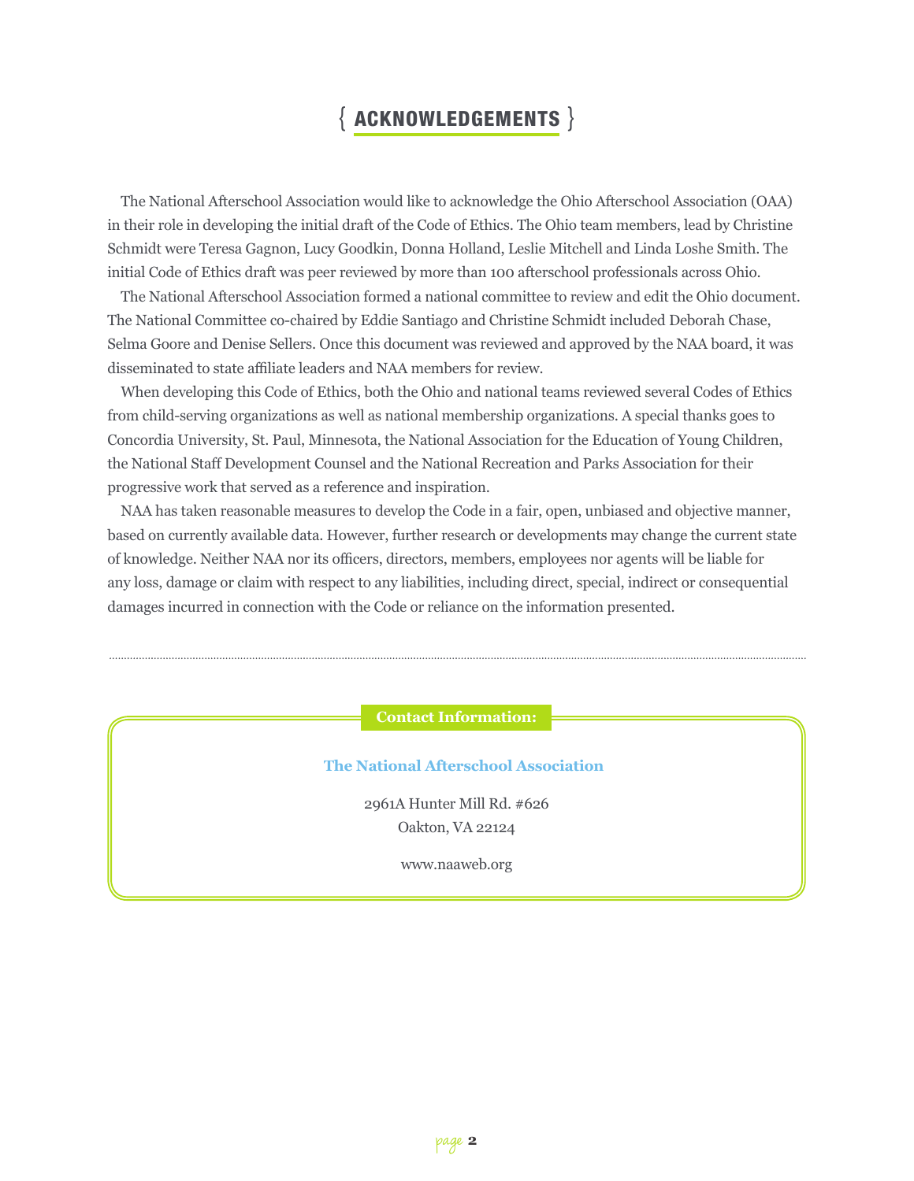# { ACKNOWLEDGEMENTS }

The National Afterschool Association would like to acknowledge the Ohio Afterschool Association (OAA) in their role in developing the initial draft of the Code of Ethics. The Ohio team members, lead by Christine Schmidt were Teresa Gagnon, Lucy Goodkin, Donna Holland, Leslie Mitchell and Linda Loshe Smith. The initial Code of Ethics draft was peer reviewed by more than 100 afterschool professionals across Ohio.

The National Afterschool Association formed a national committee to review and edit the Ohio document. The National Committee co-chaired by Eddie Santiago and Christine Schmidt included Deborah Chase, Selma Goore and Denise Sellers. Once this document was reviewed and approved by the NAA board, it was disseminated to state affiliate leaders and NAA members for review.

When developing this Code of Ethics, both the Ohio and national teams reviewed several Codes of Ethics from child-serving organizations as well as national membership organizations. A special thanks goes to Concordia University, St. Paul, Minnesota, the National Association for the Education of Young Children, the National Staff Development Counsel and the National Recreation and Parks Association for their progressive work that served as a reference and inspiration.

NAA has taken reasonable measures to develop the Code in a fair, open, unbiased and objective manner, based on currently available data. However, further research or developments may change the current state of knowledge. Neither NAA nor its officers, directors, members, employees nor agents will be liable for any loss, damage or claim with respect to any liabilities, including direct, special, indirect or consequential damages incurred in connection with the Code or reliance on the information presented.

---

**Contact Information:**

**The National Afterschool Association**

2961A Hunter Mill Rd. #626
Oakton, VA 22124

www.naaweb.org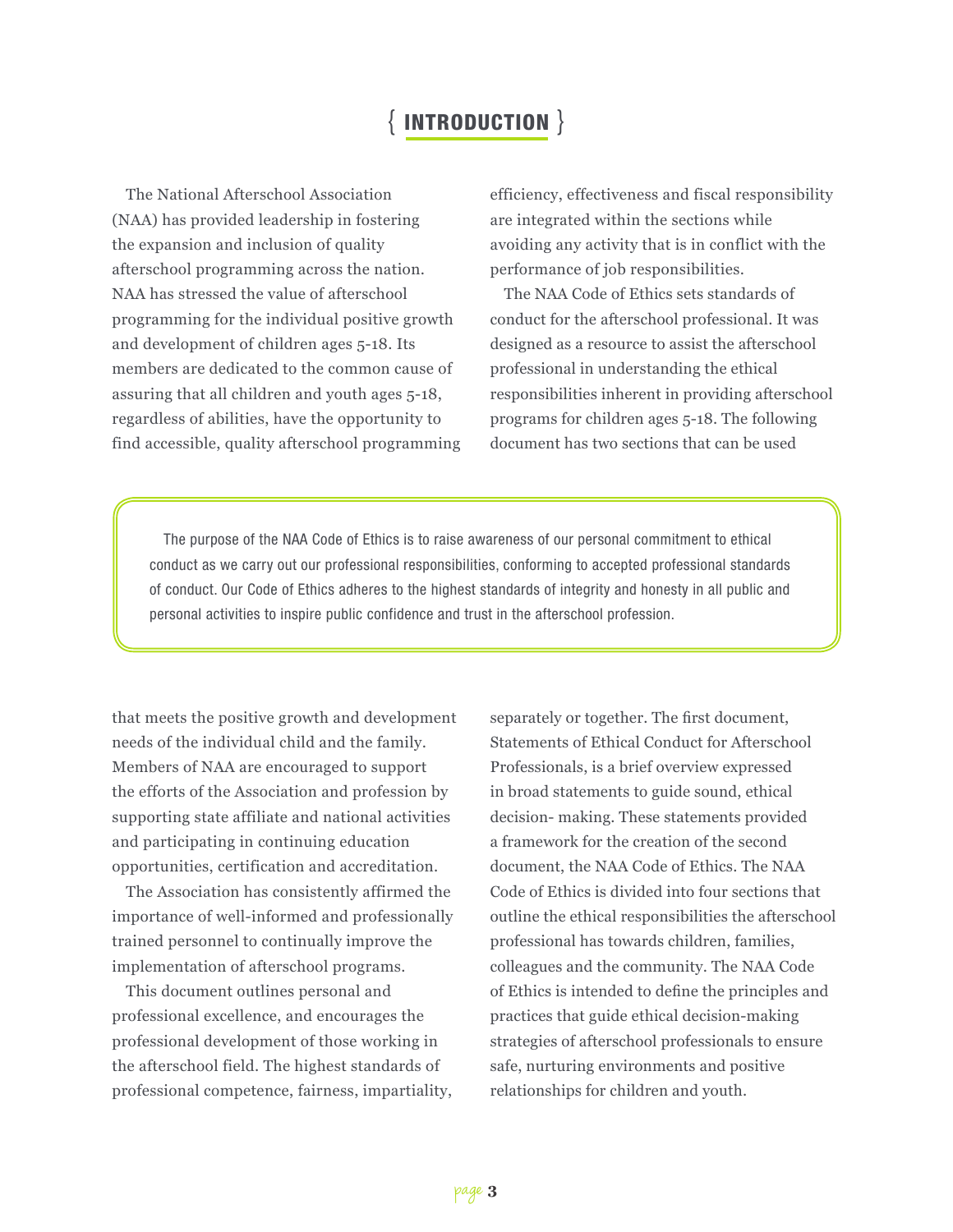# INTRODUCTION

The National Afterschool Association (NAA) has provided leadership in fostering the expansion and inclusion of quality afterschool programming across the nation. NAA has stressed the value of afterschool programming for the individual positive growth and development of children ages 5-18. Its members are dedicated to the common cause of assuring that all children and youth ages 5-18, regardless of abilities, have the opportunity to find accessible, quality afterschool programming that meets the positive growth and development needs of the individual child and the family. Members of NAA are encouraged to support the efforts of the Association and profession by supporting state affiliate and national activities and participating in continuing education opportunities, certification and accreditation.

The Association has consistently affirmed the importance of well-informed and professionally trained personnel to continually improve the implementation of afterschool programs.

This document outlines personal and professional excellence, and encourages the professional development of those working in the afterschool field. The highest standards of professional competence, fairness, impartiality, efficiency, effectiveness and fiscal responsibility are integrated within the sections while avoiding any activity that is in conflict with the performance of job responsibilities.

The NAA Code of Ethics sets standards of conduct for the afterschool professional. It was designed as a resource to assist the afterschool professional in understanding the ethical responsibilities inherent in providing afterschool programs for children ages 5-18. The following document has two sections that can be used separately or together. The first document, Statements of Ethical Conduct for Afterschool Professionals, is a brief overview expressed in broad statements to guide sound, ethical decision- making. These statements provided a framework for the creation of the second document, the NAA Code of Ethics. The NAA Code of Ethics is divided into four sections that outline the ethical responsibilities the afterschool professional has towards children, families, colleagues and the community. The NAA Code of Ethics is intended to define the principles and practices that guide ethical decision-making strategies of afterschool professionals to ensure safe, nurturing environments and positive relationships for children and youth.

> The purpose of the NAA Code of Ethics is to raise awareness of our personal commitment to ethical conduct as we carry out our professional responsibilities, conforming to accepted professional standards of conduct. Our Code of Ethics adheres to the highest standards of integrity and honesty in all public and personal activities to inspire public confidence and trust in the afterschool profession.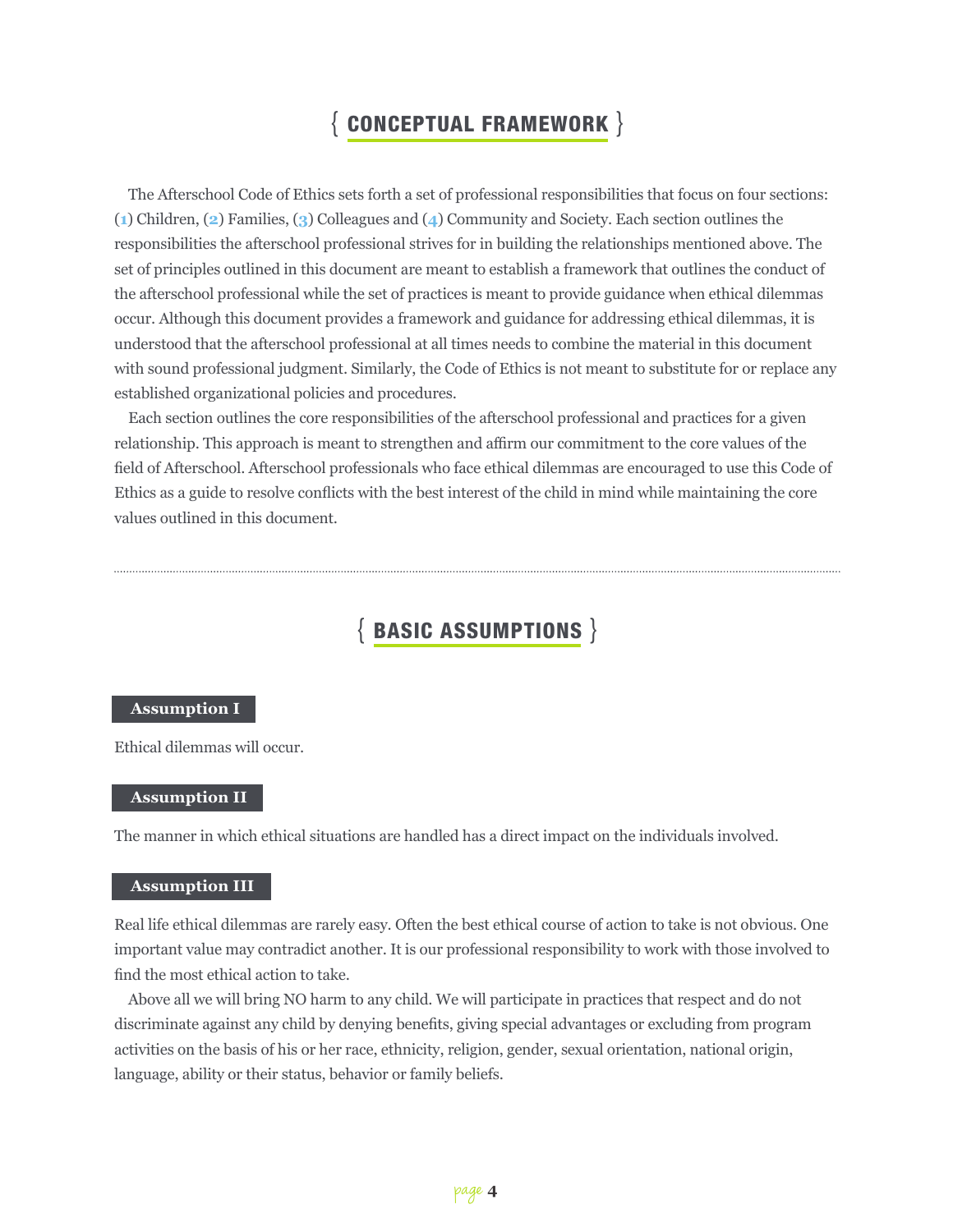## { CONCEPTUAL FRAMEWORK }

The Afterschool Code of Ethics sets forth a set of professional responsibilities that focus on four sections: (1) Children, (2) Families, (3) Colleagues and (4) Community and Society. Each section outlines the responsibilities the afterschool professional strives for in building the relationships mentioned above. The set of principles outlined in this document are meant to establish a framework that outlines the conduct of the afterschool professional while the set of practices is meant to provide guidance when ethical dilemmas occur. Although this document provides a framework and guidance for addressing ethical dilemmas, it is understood that the afterschool professional at all times needs to combine the material in this document with sound professional judgment. Similarly, the Code of Ethics is not meant to substitute for or replace any established organizational policies and procedures.

Each section outlines the core responsibilities of the afterschool professional and practices for a given relationship. This approach is meant to strengthen and affirm our commitment to the core values of the field of Afterschool. Afterschool professionals who face ethical dilemmas are encouraged to use this Code of Ethics as a guide to resolve conflicts with the best interest of the child in mind while maintaining the core values outlined in this document.

---

## { BASIC ASSUMPTIONS }

**Assumption I**

Ethical dilemmas will occur.

**Assumption II**

The manner in which ethical situations are handled has a direct impact on the individuals involved.

**Assumption III**

Real life ethical dilemmas are rarely easy. Often the best ethical course of action to take is not obvious. One important value may contradict another. It is our professional responsibility to work with those involved to find the most ethical action to take.

Above all we will bring NO harm to any child. We will participate in practices that respect and do not discriminate against any child by denying benefits, giving special advantages or excluding from program activities on the basis of his or her race, ethnicity, religion, gender, sexual orientation, national origin, language, ability or their status, behavior or family beliefs.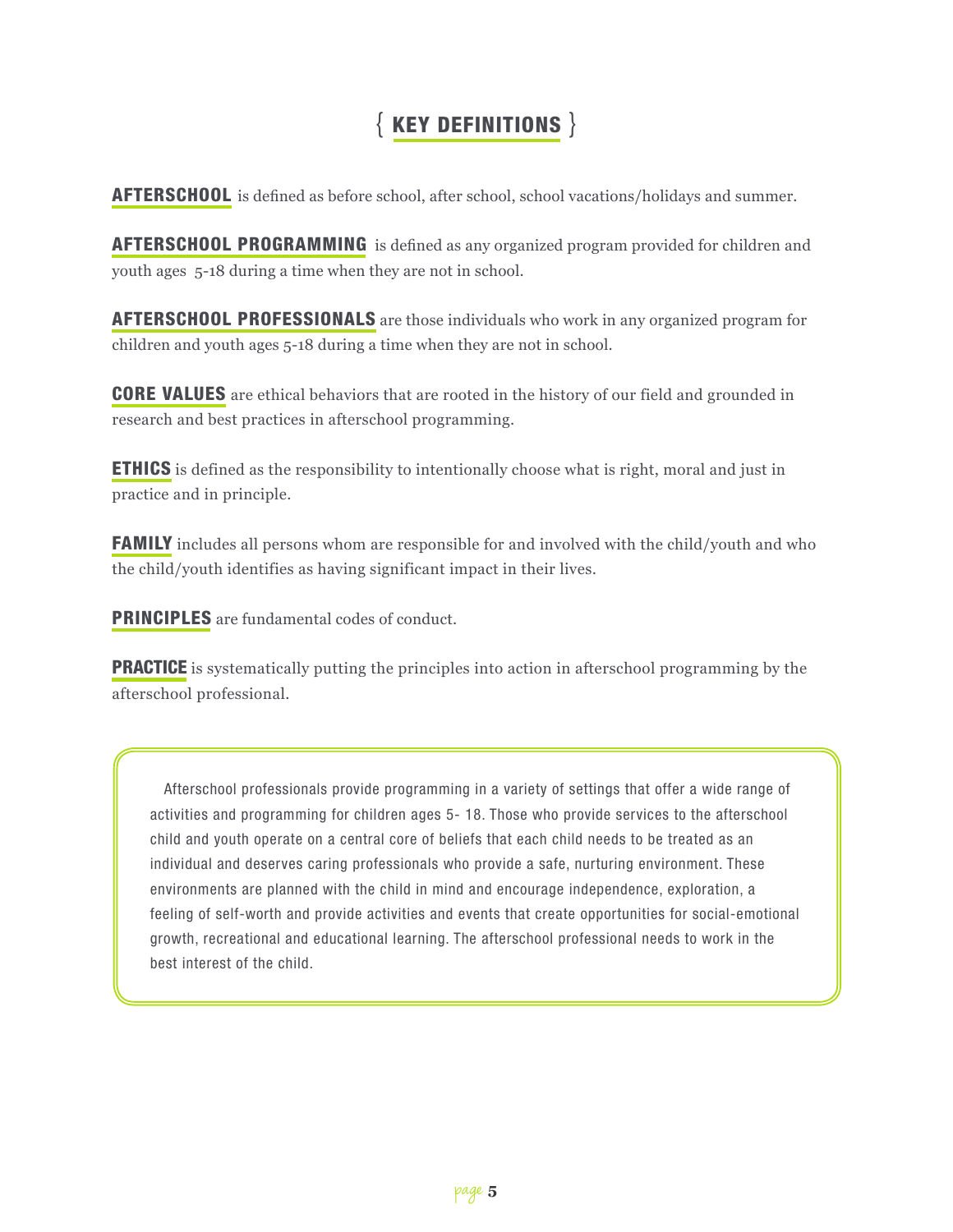# KEY DEFINITIONS

**AFTERSCHOOL** is defined as before school, after school, school vacations/holidays and summer.

**AFTERSCHOOL PROGRAMMING** is defined as any organized program provided for children and youth ages 5-18 during a time when they are not in school.

**AFTERSCHOOL PROFESSIONALS** are those individuals who work in any organized program for children and youth ages 5-18 during a time when they are not in school.

**CORE VALUES** are ethical behaviors that are rooted in the history of our field and grounded in research and best practices in afterschool programming.

**ETHICS** is defined as the responsibility to intentionally choose what is right, moral and just in practice and in principle.

**FAMILY** includes all persons whom are responsible for and involved with the child/youth and who the child/youth identifies as having significant impact in their lives.

**PRINCIPLES** are fundamental codes of conduct.

**PRACTICE** is systematically putting the principles into action in afterschool programming by the afterschool professional.

Afterschool professionals provide programming in a variety of settings that offer a wide range of activities and programming for children ages 5- 18. Those who provide services to the afterschool child and youth operate on a central core of beliefs that each child needs to be treated as an individual and deserves caring professionals who provide a safe, nurturing environment. These environments are planned with the child in mind and encourage independence, exploration, a feeling of self-worth and provide activities and events that create opportunities for social-emotional growth, recreational and educational learning. The afterschool professional needs to work in the best interest of the child.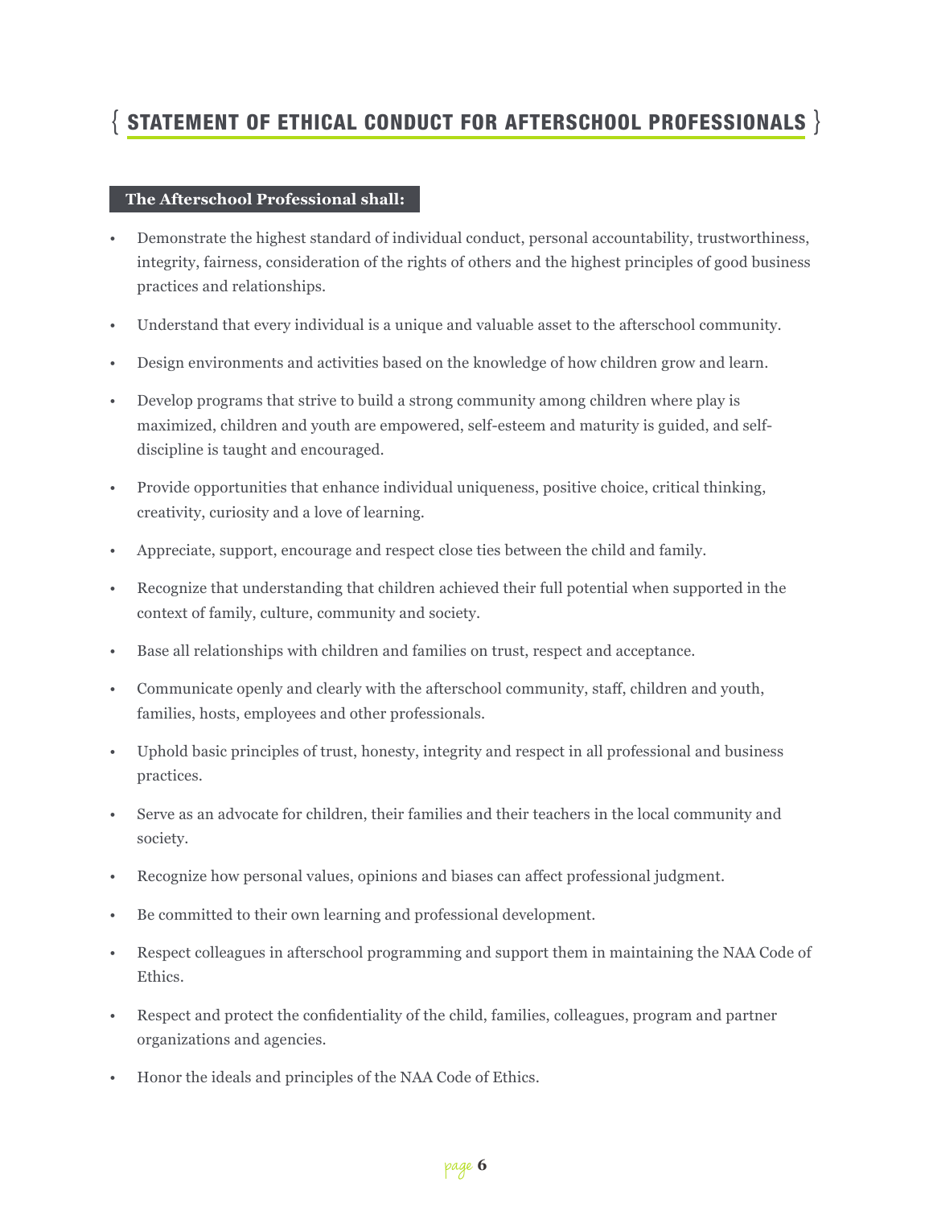# { STATEMENT OF ETHICAL CONDUCT FOR AFTERSCHOOL PROFESSIONALS }

**The Afterschool Professional shall:**

- Demonstrate the highest standard of individual conduct, personal accountability, trustworthiness, integrity, fairness, consideration of the rights of others and the highest principles of good business practices and relationships.
- Understand that every individual is a unique and valuable asset to the afterschool community.
- Design environments and activities based on the knowledge of how children grow and learn.
- Develop programs that strive to build a strong community among children where play is maximized, children and youth are empowered, self-esteem and maturity is guided, and self-discipline is taught and encouraged.
- Provide opportunities that enhance individual uniqueness, positive choice, critical thinking, creativity, curiosity and a love of learning.
- Appreciate, support, encourage and respect close ties between the child and family.
- Recognize that understanding that children achieved their full potential when supported in the context of family, culture, community and society.
- Base all relationships with children and families on trust, respect and acceptance.
- Communicate openly and clearly with the afterschool community, staff, children and youth, families, hosts, employees and other professionals.
- Uphold basic principles of trust, honesty, integrity and respect in all professional and business practices.
- Serve as an advocate for children, their families and their teachers in the local community and society.
- Recognize how personal values, opinions and biases can affect professional judgment.
- Be committed to their own learning and professional development.
- Respect colleagues in afterschool programming and support them in maintaining the NAA Code of Ethics.
- Respect and protect the confidentiality of the child, families, colleagues, program and partner organizations and agencies.
- Honor the ideals and principles of the NAA Code of Ethics.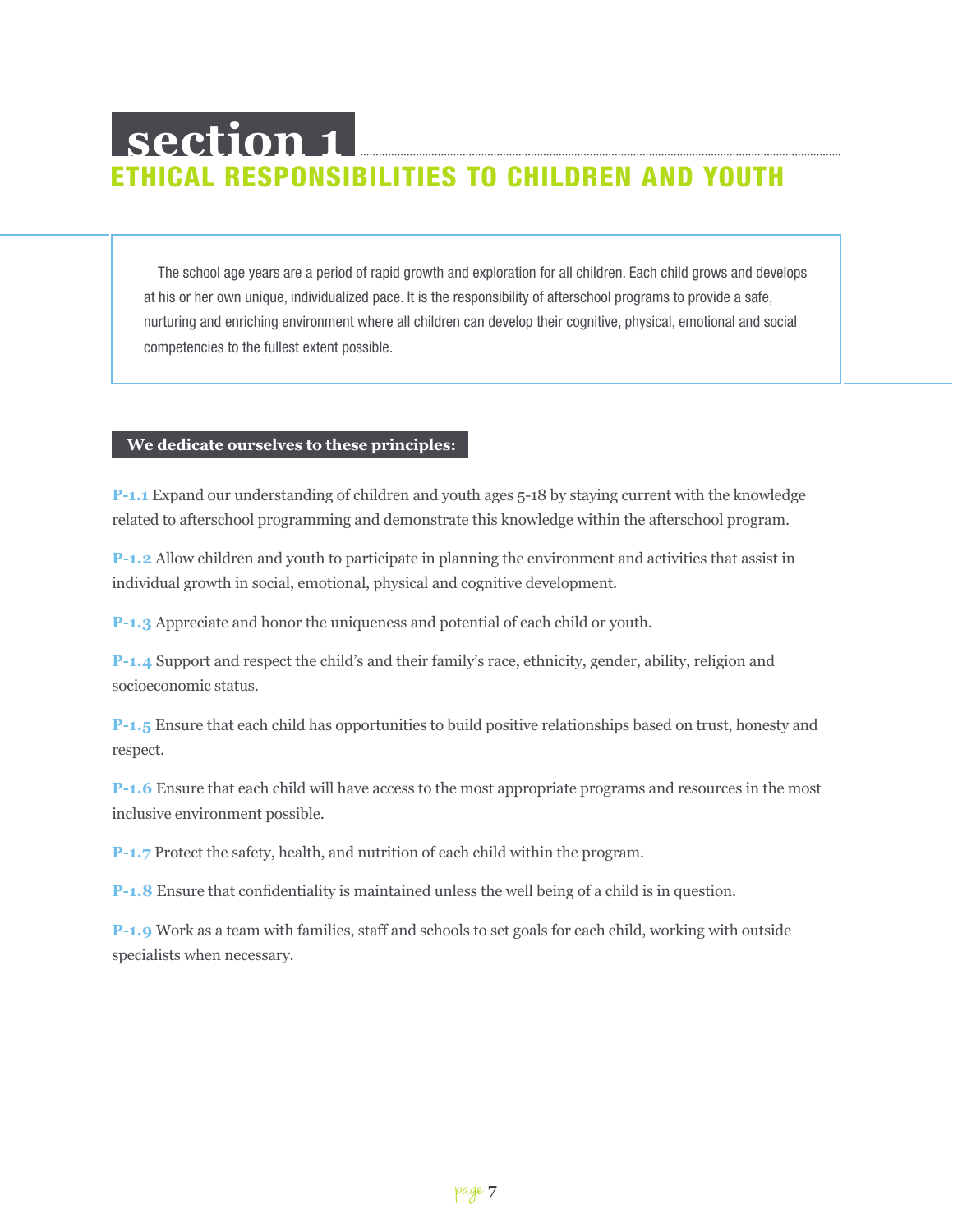# section 1

## ETHICAL RESPONSIBILITIES TO CHILDREN AND YOUTH

The school age years are a period of rapid growth and exploration for all children. Each child grows and develops at his or her own unique, individualized pace. It is the responsibility of afterschool programs to provide a safe, nurturing and enriching environment where all children can develop their cognitive, physical, emotional and social competencies to the fullest extent possible.

**We dedicate ourselves to these principles:**

**P-1.1** Expand our understanding of children and youth ages 5-18 by staying current with the knowledge related to afterschool programming and demonstrate this knowledge within the afterschool program.

**P-1.2** Allow children and youth to participate in planning the environment and activities that assist in individual growth in social, emotional, physical and cognitive development.

**P-1.3** Appreciate and honor the uniqueness and potential of each child or youth.

**P-1.4** Support and respect the child's and their family's race, ethnicity, gender, ability, religion and socioeconomic status.

**P-1.5** Ensure that each child has opportunities to build positive relationships based on trust, honesty and respect.

**P-1.6** Ensure that each child will have access to the most appropriate programs and resources in the most inclusive environment possible.

**P-1.7** Protect the safety, health, and nutrition of each child within the program.

**P-1.8** Ensure that confidentiality is maintained unless the well being of a child is in question.

**P-1.9** Work as a team with families, staff and schools to set goals for each child, working with outside specialists when necessary.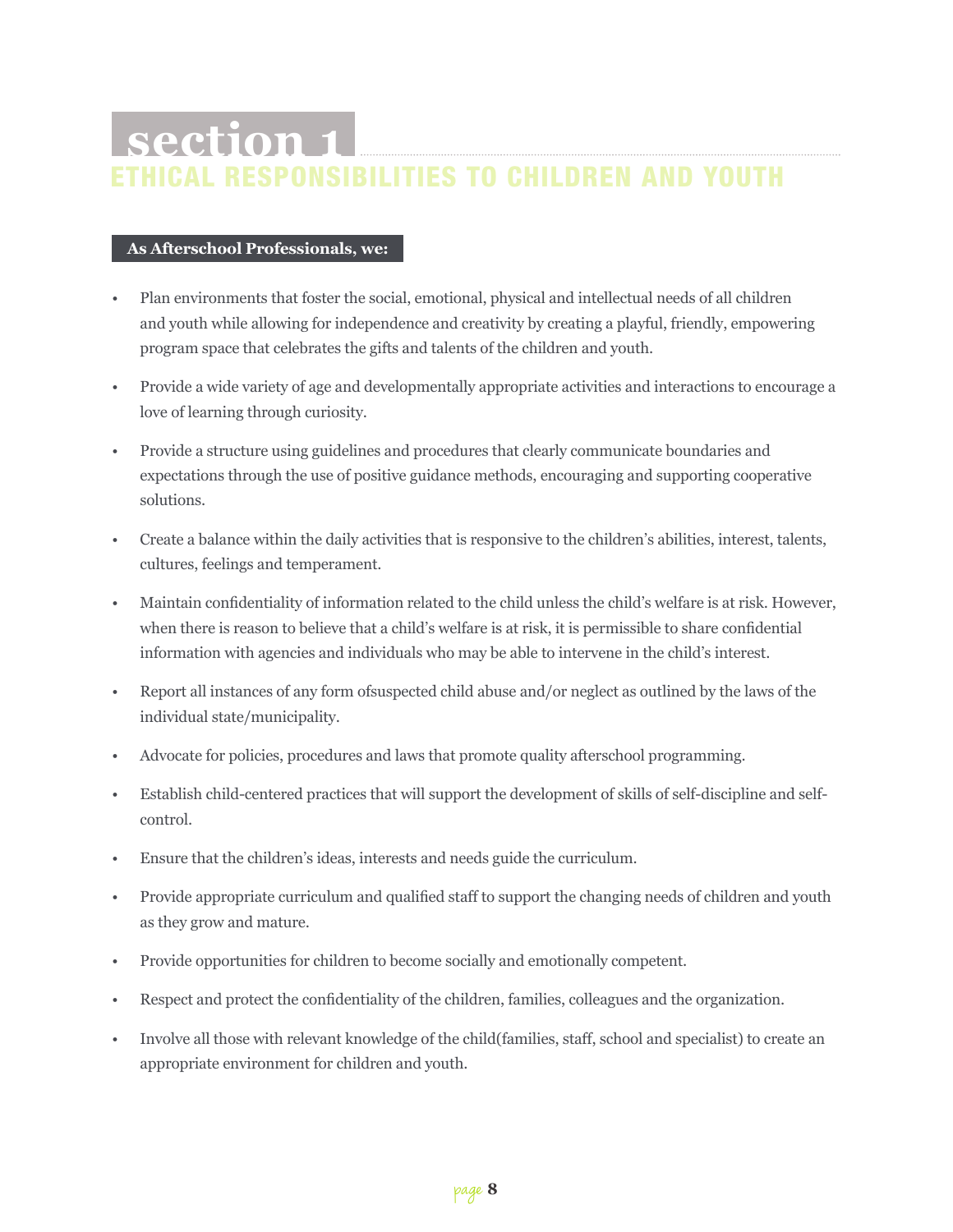# section 1

## ETHICAL RESPONSIBILITIES TO CHILDREN AND YOUTH

**As Afterschool Professionals, we:**

- Plan environments that foster the social, emotional, physical and intellectual needs of all children and youth while allowing for independence and creativity by creating a playful, friendly, empowering program space that celebrates the gifts and talents of the children and youth.
- Provide a wide variety of age and developmentally appropriate activities and interactions to encourage a love of learning through curiosity.
- Provide a structure using guidelines and procedures that clearly communicate boundaries and expectations through the use of positive guidance methods, encouraging and supporting cooperative solutions.
- Create a balance within the daily activities that is responsive to the children's abilities, interest, talents, cultures, feelings and temperament.
- Maintain confidentiality of information related to the child unless the child's welfare is at risk. However, when there is reason to believe that a child's welfare is at risk, it is permissible to share confidential information with agencies and individuals who may be able to intervene in the child's interest.
- Report all instances of any form ofsuspected child abuse and/or neglect as outlined by the laws of the individual state/municipality.
- Advocate for policies, procedures and laws that promote quality afterschool programming.
- Establish child-centered practices that will support the development of skills of self-discipline and self-control.
- Ensure that the children's ideas, interests and needs guide the curriculum.
- Provide appropriate curriculum and qualified staff to support the changing needs of children and youth as they grow and mature.
- Provide opportunities for children to become socially and emotionally competent.
- Respect and protect the confidentiality of the children, families, colleagues and the organization.
- Involve all those with relevant knowledge of the child(families, staff, school and specialist) to create an appropriate environment for children and youth.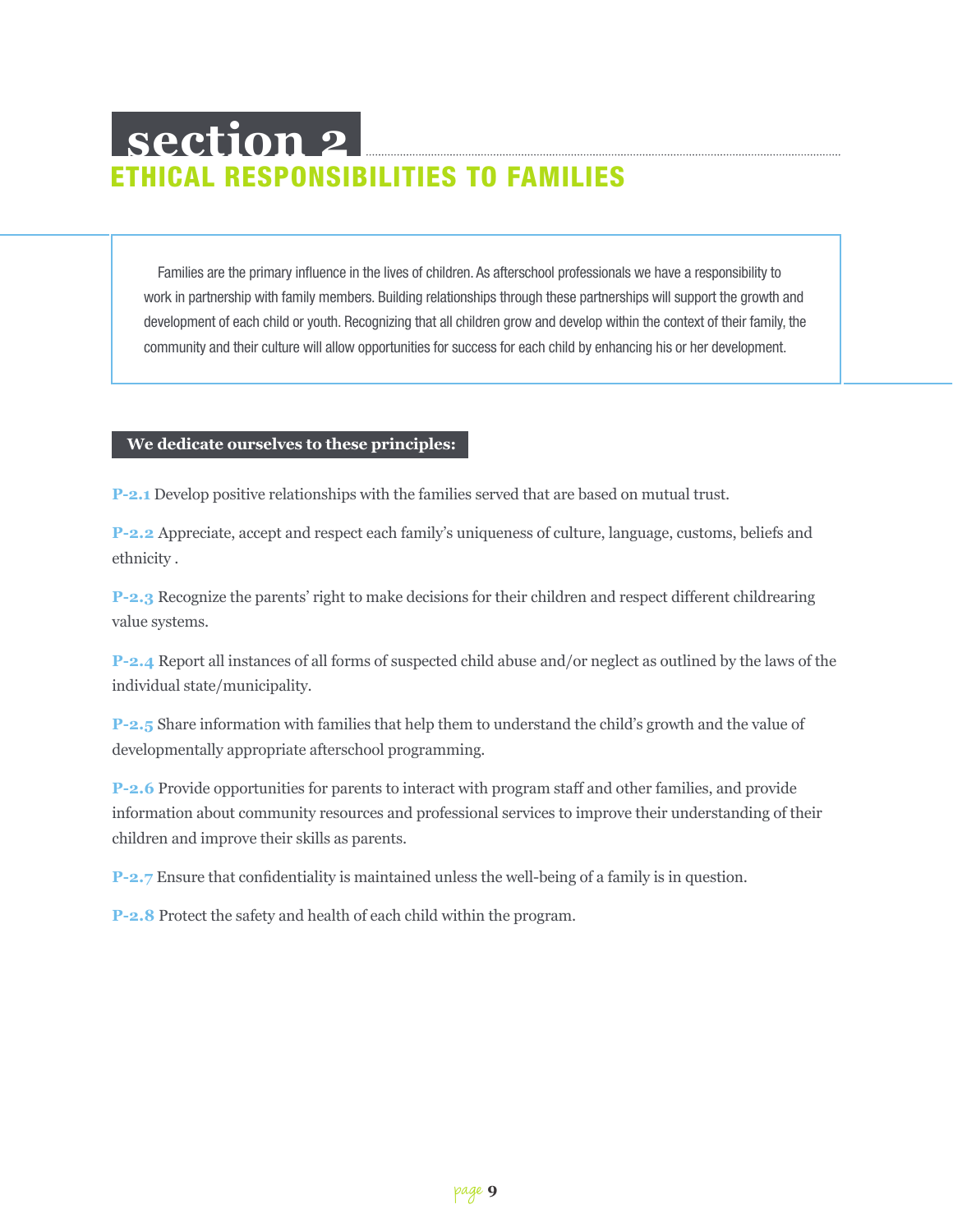# section 2

## ETHICAL RESPONSIBILITIES TO FAMILIES

Families are the primary influence in the lives of children. As afterschool professionals we have a responsibility to work in partnership with family members. Building relationships through these partnerships will support the growth and development of each child or youth. Recognizing that all children grow and develop within the context of their family, the community and their culture will allow opportunities for success for each child by enhancing his or her development.

**We dedicate ourselves to these principles:**

**P-2.1** Develop positive relationships with the families served that are based on mutual trust.

**P-2.2** Appreciate, accept and respect each family's uniqueness of culture, language, customs, beliefs and ethnicity .

**P-2.3** Recognize the parents' right to make decisions for their children and respect different childrearing value systems.

**P-2.4** Report all instances of all forms of suspected child abuse and/or neglect as outlined by the laws of the individual state/municipality.

**P-2.5** Share information with families that help them to understand the child's growth and the value of developmentally appropriate afterschool programming.

**P-2.6** Provide opportunities for parents to interact with program staff and other families, and provide information about community resources and professional services to improve their understanding of their children and improve their skills as parents.

**P-2.7** Ensure that confidentiality is maintained unless the well-being of a family is in question.

**P-2.8** Protect the safety and health of each child within the program.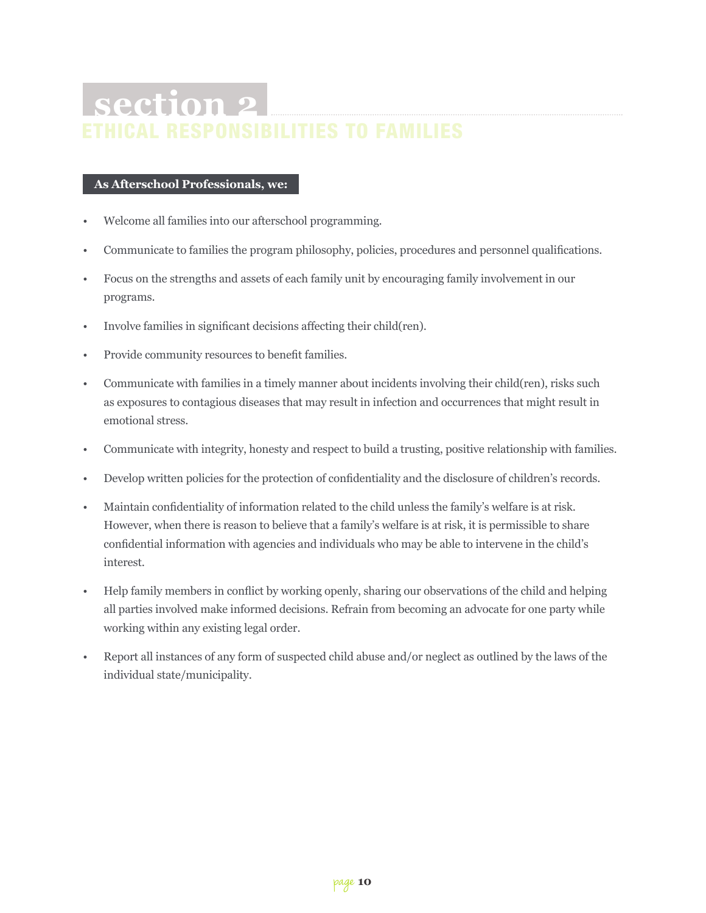# section 2

## ETHICAL RESPONSIBILITIES TO FAMILIES

**As Afterschool Professionals, we:**

- Welcome all families into our afterschool programming.
- Communicate to families the program philosophy, policies, procedures and personnel qualifications.
- Focus on the strengths and assets of each family unit by encouraging family involvement in our programs.
- Involve families in significant decisions affecting their child(ren).
- Provide community resources to benefit families.
- Communicate with families in a timely manner about incidents involving their child(ren), risks such as exposures to contagious diseases that may result in infection and occurrences that might result in emotional stress.
- Communicate with integrity, honesty and respect to build a trusting, positive relationship with families.
- Develop written policies for the protection of confidentiality and the disclosure of children's records.
- Maintain confidentiality of information related to the child unless the family's welfare is at risk. However, when there is reason to believe that a family's welfare is at risk, it is permissible to share confidential information with agencies and individuals who may be able to intervene in the child's interest.
- Help family members in conflict by working openly, sharing our observations of the child and helping all parties involved make informed decisions. Refrain from becoming an advocate for one party while working within any existing legal order.
- Report all instances of any form of suspected child abuse and/or neglect as outlined by the laws of the individual state/municipality.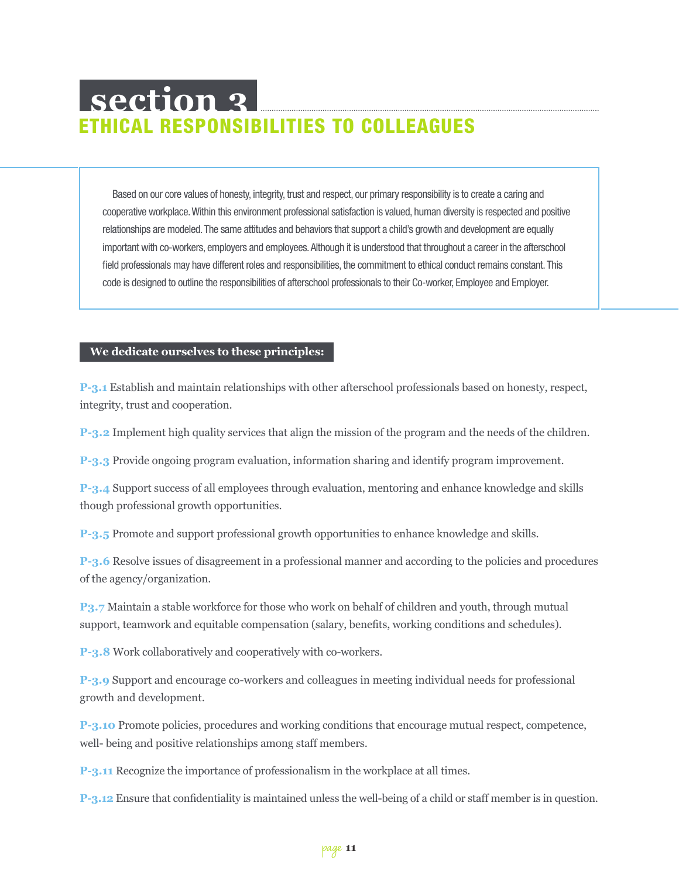# section 3

## ETHICAL RESPONSIBILITIES TO COLLEAGUES

Based on our core values of honesty, integrity, trust and respect, our primary responsibility is to create a caring and cooperative workplace. Within this environment professional satisfaction is valued, human diversity is respected and positive relationships are modeled. The same attitudes and behaviors that support a child's growth and development are equally important with co-workers, employers and employees. Although it is understood that throughout a career in the afterschool field professionals may have different roles and responsibilities, the commitment to ethical conduct remains constant. This code is designed to outline the responsibilities of afterschool professionals to their Co-worker, Employee and Employer.

**We dedicate ourselves to these principles:**

**P-3.1** Establish and maintain relationships with other afterschool professionals based on honesty, respect, integrity, trust and cooperation.

**P-3.2** Implement high quality services that align the mission of the program and the needs of the children.

**P-3.3** Provide ongoing program evaluation, information sharing and identify program improvement.

**P-3.4** Support success of all employees through evaluation, mentoring and enhance knowledge and skills though professional growth opportunities.

**P-3.5** Promote and support professional growth opportunities to enhance knowledge and skills.

**P-3.6** Resolve issues of disagreement in a professional manner and according to the policies and procedures of the agency/organization.

**P3.7** Maintain a stable workforce for those who work on behalf of children and youth, through mutual support, teamwork and equitable compensation (salary, benefits, working conditions and schedules).

**P-3.8** Work collaboratively and cooperatively with co-workers.

**P-3.9** Support and encourage co-workers and colleagues in meeting individual needs for professional growth and development.

**P-3.10** Promote policies, procedures and working conditions that encourage mutual respect, competence, well- being and positive relationships among staff members.

**P-3.11** Recognize the importance of professionalism in the workplace at all times.

**P-3.12** Ensure that confidentiality is maintained unless the well-being of a child or staff member is in question.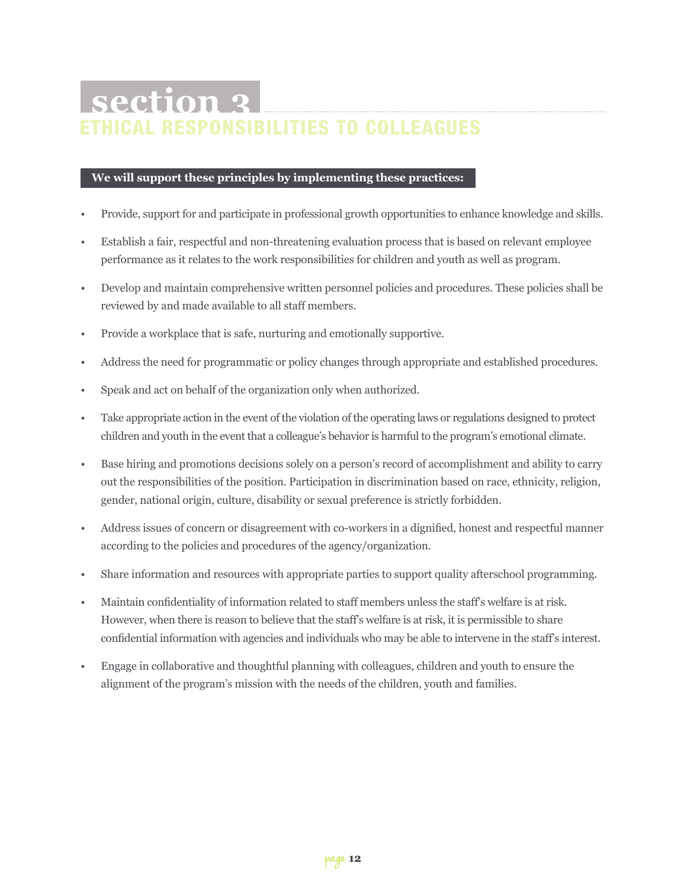# section 3

## ETHICAL RESPONSIBILITIES TO COLLEAGUES

**We will support these principles by implementing these practices:**

- Provide, support for and participate in professional growth opportunities to enhance knowledge and skills.
- Establish a fair, respectful and non-threatening evaluation process that is based on relevant employee performance as it relates to the work responsibilities for children and youth as well as program.
- Develop and maintain comprehensive written personnel policies and procedures. These policies shall be reviewed by and made available to all staff members.
- Provide a workplace that is safe, nurturing and emotionally supportive.
- Address the need for programmatic or policy changes through appropriate and established procedures.
- Speak and act on behalf of the organization only when authorized.
- Take appropriate action in the event of the violation of the operating laws or regulations designed to protect children and youth in the event that a colleague's behavior is harmful to the program's emotional climate.
- Base hiring and promotions decisions solely on a person's record of accomplishment and ability to carry out the responsibilities of the position. Participation in discrimination based on race, ethnicity, religion, gender, national origin, culture, disability or sexual preference is strictly forbidden.
- Address issues of concern or disagreement with co-workers in a dignified, honest and respectful manner according to the policies and procedures of the agency/organization.
- Share information and resources with appropriate parties to support quality afterschool programming.
- Maintain confidentiality of information related to staff members unless the staff's welfare is at risk. However, when there is reason to believe that the staff's welfare is at risk, it is permissible to share confidential information with agencies and individuals who may be able to intervene in the staff's interest.
- Engage in collaborative and thoughtful planning with colleagues, children and youth to ensure the alignment of the program's mission with the needs of the children, youth and families.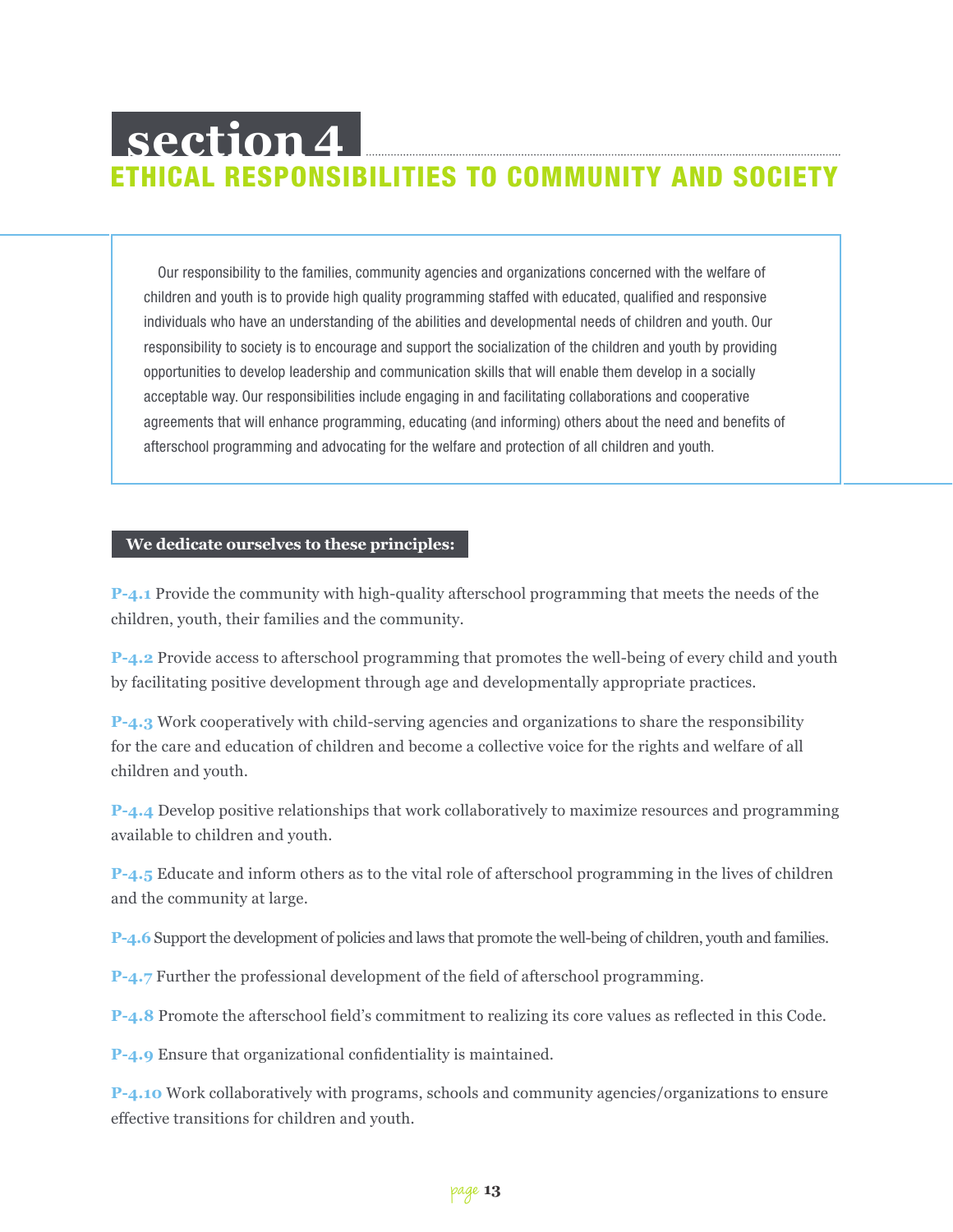# section 4

## ETHICAL RESPONSIBILITIES TO COMMUNITY AND SOCIETY

Our responsibility to the families, community agencies and organizations concerned with the welfare of children and youth is to provide high quality programming staffed with educated, qualified and responsive individuals who have an understanding of the abilities and developmental needs of children and youth. Our responsibility to society is to encourage and support the socialization of the children and youth by providing opportunities to develop leadership and communication skills that will enable them develop in a socially acceptable way. Our responsibilities include engaging in and facilitating collaborations and cooperative agreements that will enhance programming, educating (and informing) others about the need and benefits of afterschool programming and advocating for the welfare and protection of all children and youth.

**We dedicate ourselves to these principles:**

**P-4.1** Provide the community with high-quality afterschool programming that meets the needs of the children, youth, their families and the community.

**P-4.2** Provide access to afterschool programming that promotes the well-being of every child and youth by facilitating positive development through age and developmentally appropriate practices.

**P-4.3** Work cooperatively with child-serving agencies and organizations to share the responsibility for the care and education of children and become a collective voice for the rights and welfare of all children and youth.

**P-4.4** Develop positive relationships that work collaboratively to maximize resources and programming available to children and youth.

**P-4.5** Educate and inform others as to the vital role of afterschool programming in the lives of children and the community at large.

**P-4.6** Support the development of policies and laws that promote the well-being of children, youth and families.

**P-4.7** Further the professional development of the field of afterschool programming.

**P-4.8** Promote the afterschool field's commitment to realizing its core values as reflected in this Code.

**P-4.9** Ensure that organizational confidentiality is maintained.

**P-4.10** Work collaboratively with programs, schools and community agencies/organizations to ensure effective transitions for children and youth.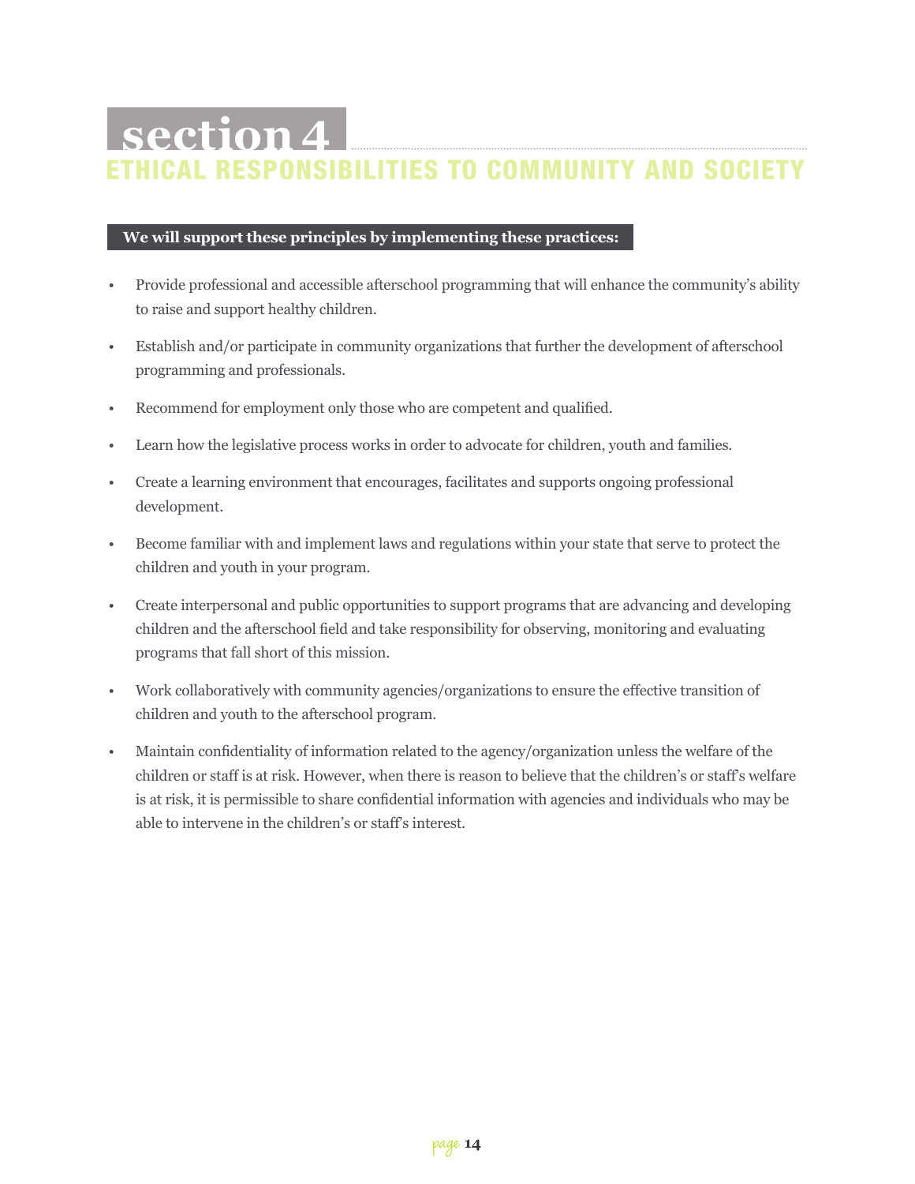# section 4

## ETHICAL RESPONSIBILITIES TO COMMUNITY AND SOCIETY

**We will support these principles by implementing these practices:**

- Provide professional and accessible afterschool programming that will enhance the community's ability to raise and support healthy children.
- Establish and/or participate in community organizations that further the development of afterschool programming and professionals.
- Recommend for employment only those who are competent and qualified.
- Learn how the legislative process works in order to advocate for children, youth and families.
- Create a learning environment that encourages, facilitates and supports ongoing professional development.
- Become familiar with and implement laws and regulations within your state that serve to protect the children and youth in your program.
- Create interpersonal and public opportunities to support programs that are advancing and developing children and the afterschool field and take responsibility for observing, monitoring and evaluating programs that fall short of this mission.
- Work collaboratively with community agencies/organizations to ensure the effective transition of children and youth to the afterschool program.
- Maintain confidentiality of information related to the agency/organization unless the welfare of the children or staff is at risk. However, when there is reason to believe that the children's or staff's welfare is at risk, it is permissible to share confidential information with agencies and individuals who may be able to intervene in the children's or staff's interest.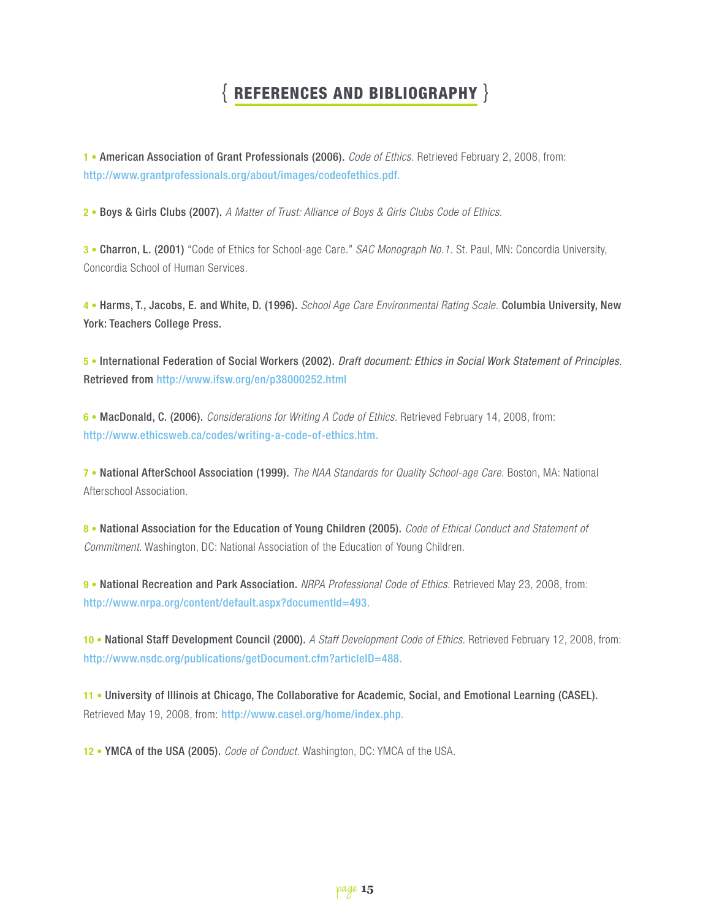# { REFERENCES AND BIBLIOGRAPHY }

**1 • American Association of Grant Professionals (2006).** *Code of Ethics.* Retrieved February 2, 2008, from: http://www.grantprofessionals.org/about/images/codeofethics.pdf.

**2 • Boys & Girls Clubs (2007).** *A Matter of Trust: Alliance of Boys & Girls Clubs Code of Ethics.*

**3 • Charron, L. (2001)** "Code of Ethics for School-age Care." *SAC Monograph No.1.* St. Paul, MN: Concordia University, Concordia School of Human Services.

**4 • Harms, T., Jacobs, E. and White, D. (1996).** *School Age Care Environmental Rating Scale.* **Columbia University, New York: Teachers College Press.**

**5 • International Federation of Social Workers (2002).** *Draft document: Ethics in Social Work Statement of Principles.* **Retrieved from** http://www.ifsw.org/en/p38000252.html

**6 • MacDonald, C. (2006).** *Considerations for Writing A Code of Ethics.* Retrieved February 14, 2008, from: http://www.ethicsweb.ca/codes/writing-a-code-of-ethics.htm.

**7 • National AfterSchool Association (1999).** *The NAA Standards for Quality School-age Care.* Boston, MA: National Afterschool Association.

**8 • National Association for the Education of Young Children (2005).** *Code of Ethical Conduct and Statement of Commitment.* Washington, DC: National Association of the Education of Young Children.

**9 • National Recreation and Park Association.** *NRPA Professional Code of Ethics.* Retrieved May 23, 2008, from: http://www.nrpa.org/content/default.aspx?documentId=493.

**10 • National Staff Development Council (2000).** *A Staff Development Code of Ethics.* Retrieved February 12, 2008, from: http://www.nsdc.org/publications/getDocument.cfm?articleID=488.

**11 • University of Illinois at Chicago, The Collaborative for Academic, Social, and Emotional Learning (CASEL).** Retrieved May 19, 2008, from: http://www.casel.org/home/index.php.

**12 • YMCA of the USA (2005).** *Code of Conduct.* Washington, DC: YMCA of the USA.